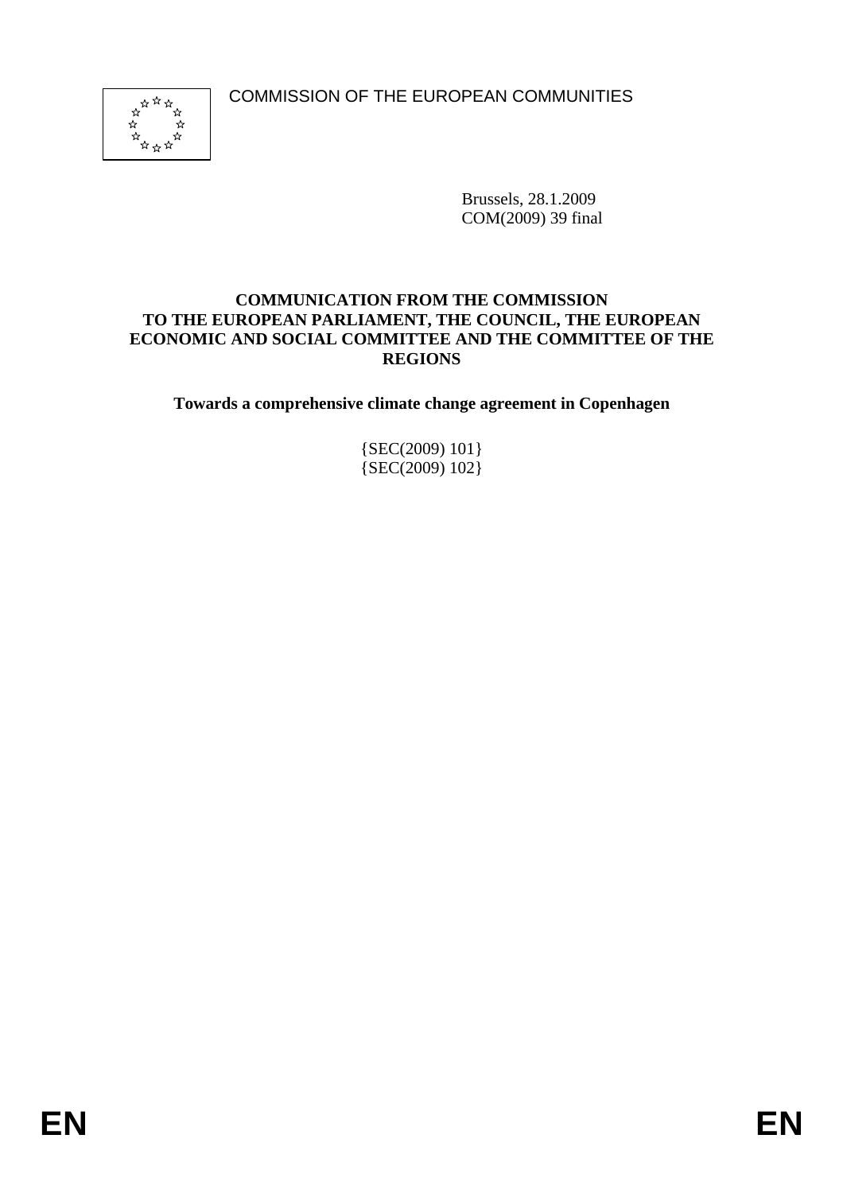COMMISSION OF THE EUROPEAN COMMUNITIES

Brussels, 28.1.2009
COM(2009) 39 final

**COMMUNICATION FROM THE COMMISSION TO THE EUROPEAN PARLIAMENT, THE COUNCIL, THE EUROPEAN ECONOMIC AND SOCIAL COMMITTEE AND THE COMMITTEE OF THE REGIONS**

**Towards a comprehensive climate change agreement in Copenhagen**

{SEC(2009) 101}
{SEC(2009) 102}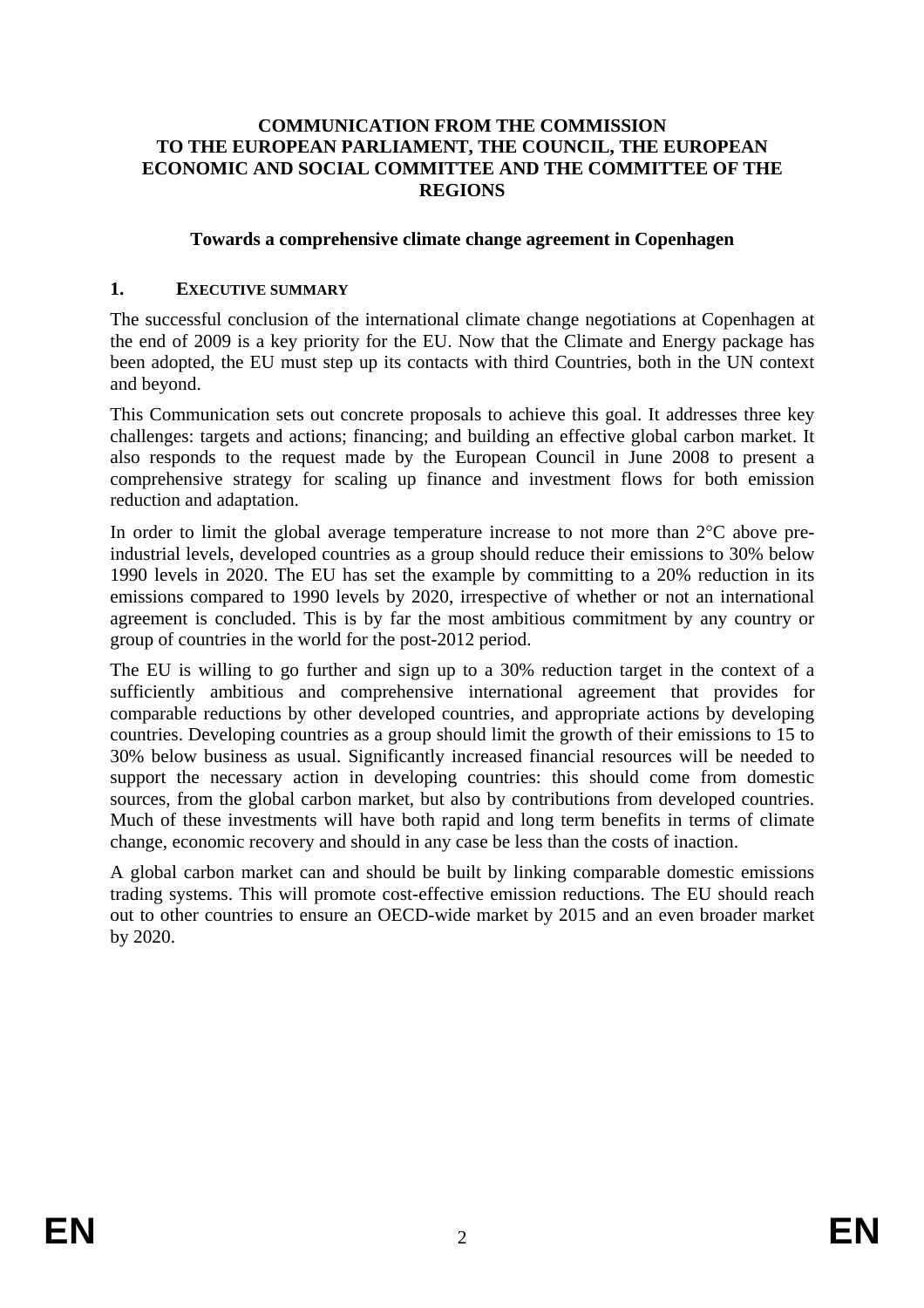**COMMUNICATION FROM THE COMMISSION TO THE EUROPEAN PARLIAMENT, THE COUNCIL, THE EUROPEAN ECONOMIC AND SOCIAL COMMITTEE AND THE COMMITTEE OF THE REGIONS**

**Towards a comprehensive climate change agreement in Copenhagen**

## 1. EXECUTIVE SUMMARY

The successful conclusion of the international climate change negotiations at Copenhagen at the end of 2009 is a key priority for the EU. Now that the Climate and Energy package has been adopted, the EU must step up its contacts with third Countries, both in the UN context and beyond.

This Communication sets out concrete proposals to achieve this goal. It addresses three key challenges: targets and actions; financing; and building an effective global carbon market. It also responds to the request made by the European Council in June 2008 to present a comprehensive strategy for scaling up finance and investment flows for both emission reduction and adaptation.

In order to limit the global average temperature increase to not more than 2°C above pre-industrial levels, developed countries as a group should reduce their emissions to 30% below 1990 levels in 2020. The EU has set the example by committing to a 20% reduction in its emissions compared to 1990 levels by 2020, irrespective of whether or not an international agreement is concluded. This is by far the most ambitious commitment by any country or group of countries in the world for the post-2012 period.

The EU is willing to go further and sign up to a 30% reduction target in the context of a sufficiently ambitious and comprehensive international agreement that provides for comparable reductions by other developed countries, and appropriate actions by developing countries. Developing countries as a group should limit the growth of their emissions to 15 to 30% below business as usual. Significantly increased financial resources will be needed to support the necessary action in developing countries: this should come from domestic sources, from the global carbon market, but also by contributions from developed countries. Much of these investments will have both rapid and long term benefits in terms of climate change, economic recovery and should in any case be less than the costs of inaction.

A global carbon market can and should be built by linking comparable domestic emissions trading systems. This will promote cost-effective emission reductions. The EU should reach out to other countries to ensure an OECD-wide market by 2015 and an even broader market by 2020.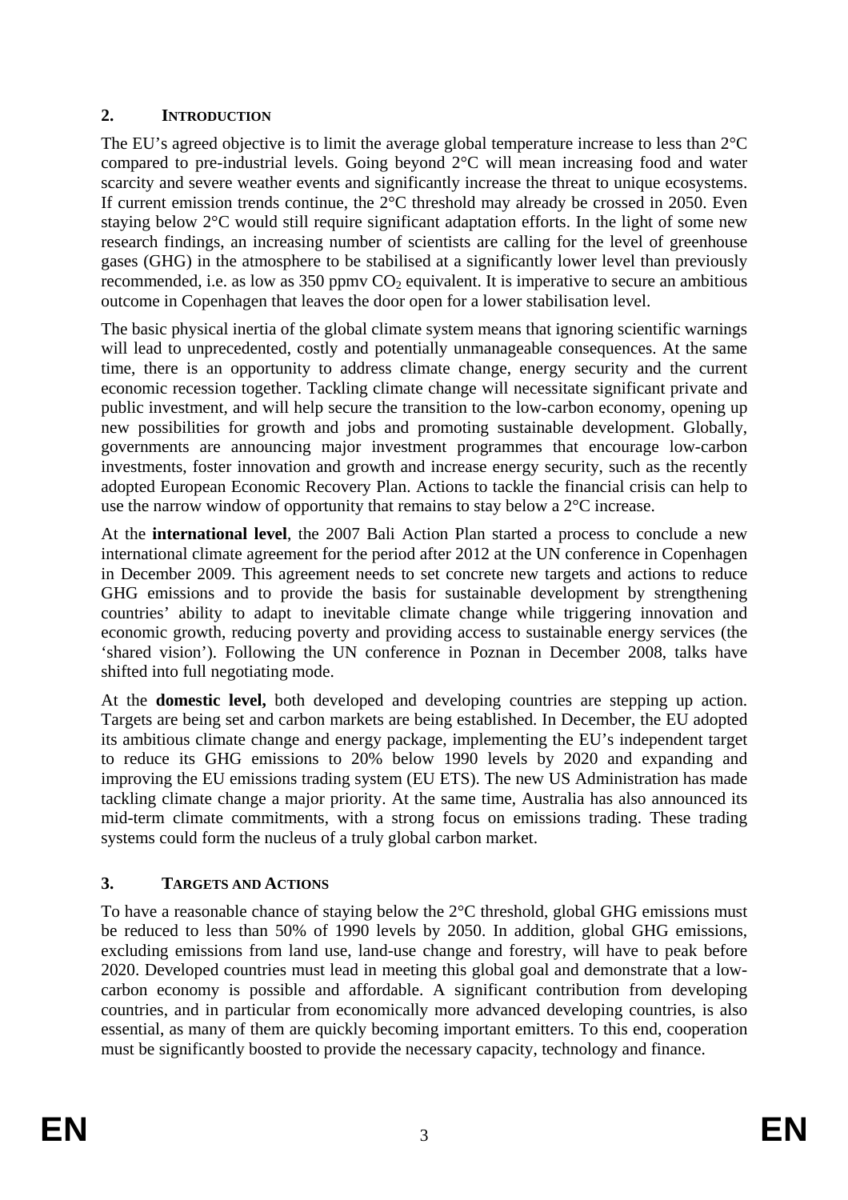## 2. INTRODUCTION

The EU's agreed objective is to limit the average global temperature increase to less than 2°C compared to pre-industrial levels. Going beyond 2°C will mean increasing food and water scarcity and severe weather events and significantly increase the threat to unique ecosystems. If current emission trends continue, the 2°C threshold may already be crossed in 2050. Even staying below 2°C would still require significant adaptation efforts. In the light of some new research findings, an increasing number of scientists are calling for the level of greenhouse gases (GHG) in the atmosphere to be stabilised at a significantly lower level than previously recommended, i.e. as low as 350 ppmv $CO_2$ equivalent. It is imperative to secure an ambitious outcome in Copenhagen that leaves the door open for a lower stabilisation level.

The basic physical inertia of the global climate system means that ignoring scientific warnings will lead to unprecedented, costly and potentially unmanageable consequences. At the same time, there is an opportunity to address climate change, energy security and the current economic recession together. Tackling climate change will necessitate significant private and public investment, and will help secure the transition to the low-carbon economy, opening up new possibilities for growth and jobs and promoting sustainable development. Globally, governments are announcing major investment programmes that encourage low-carbon investments, foster innovation and growth and increase energy security, such as the recently adopted European Economic Recovery Plan. Actions to tackle the financial crisis can help to use the narrow window of opportunity that remains to stay below a 2°C increase.

At the **international level**, the 2007 Bali Action Plan started a process to conclude a new international climate agreement for the period after 2012 at the UN conference in Copenhagen in December 2009. This agreement needs to set concrete new targets and actions to reduce GHG emissions and to provide the basis for sustainable development by strengthening countries' ability to adapt to inevitable climate change while triggering innovation and economic growth, reducing poverty and providing access to sustainable energy services (the 'shared vision'). Following the UN conference in Poznan in December 2008, talks have shifted into full negotiating mode.

At the **domestic level,** both developed and developing countries are stepping up action. Targets are being set and carbon markets are being established. In December, the EU adopted its ambitious climate change and energy package, implementing the EU's independent target to reduce its GHG emissions to 20% below 1990 levels by 2020 and expanding and improving the EU emissions trading system (EU ETS). The new US Administration has made tackling climate change a major priority. At the same time, Australia has also announced its mid-term climate commitments, with a strong focus on emissions trading. These trading systems could form the nucleus of a truly global carbon market.

## 3. TARGETS AND ACTIONS

To have a reasonable chance of staying below the 2°C threshold, global GHG emissions must be reduced to less than 50% of 1990 levels by 2050. In addition, global GHG emissions, excluding emissions from land use, land-use change and forestry, will have to peak before 2020. Developed countries must lead in meeting this global goal and demonstrate that a low-carbon economy is possible and affordable. A significant contribution from developing countries, and in particular from economically more advanced developing countries, is also essential, as many of them are quickly becoming important emitters. To this end, cooperation must be significantly boosted to provide the necessary capacity, technology and finance.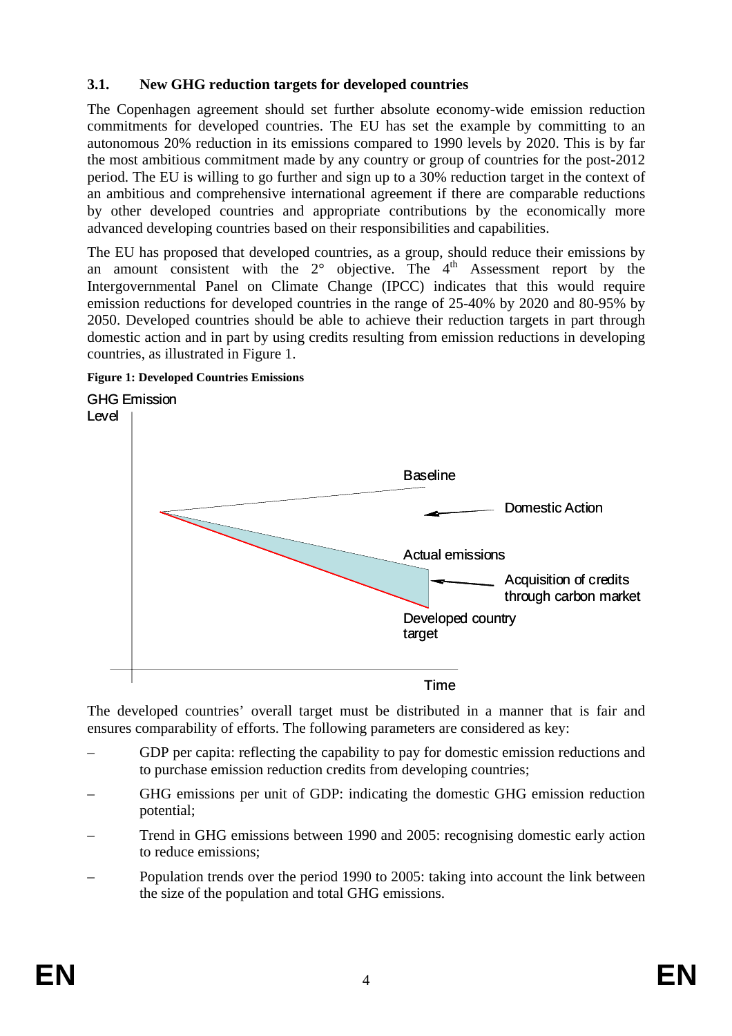### 3.1. New GHG reduction targets for developed countries

The Copenhagen agreement should set further absolute economy-wide emission reduction commitments for developed countries. The EU has set the example by committing to an autonomous 20% reduction in its emissions compared to 1990 levels by 2020. This is by far the most ambitious commitment made by any country or group of countries for the post-2012 period. The EU is willing to go further and sign up to a 30% reduction target in the context of an ambitious and comprehensive international agreement if there are comparable reductions by other developed countries and appropriate contributions by the economically more advanced developing countries based on their responsibilities and capabilities.

The EU has proposed that developed countries, as a group, should reduce their emissions by an amount consistent with the 2° objective. The 4th Assessment report by the Intergovernmental Panel on Climate Change (IPCC) indicates that this would require emission reductions for developed countries in the range of 25-40% by 2020 and 80-95% by 2050. Developed countries should be able to achieve their reduction targets in part through domestic action and in part by using credits resulting from emission reductions in developing countries, as illustrated in Figure 1.

**Figure 1: Developed Countries Emissions**

GHG Emission Level

Baseline

Domestic Action

Actual emissions

Acquisition of credits through carbon market

Developed country target

Time

The developed countries' overall target must be distributed in a manner that is fair and ensures comparability of efforts. The following parameters are considered as key:

- GDP per capita: reflecting the capability to pay for domestic emission reductions and to purchase emission reduction credits from developing countries;
- GHG emissions per unit of GDP: indicating the domestic GHG emission reduction potential;
- Trend in GHG emissions between 1990 and 2005: recognising domestic early action to reduce emissions;
- Population trends over the period 1990 to 2005: taking into account the link between the size of the population and total GHG emissions.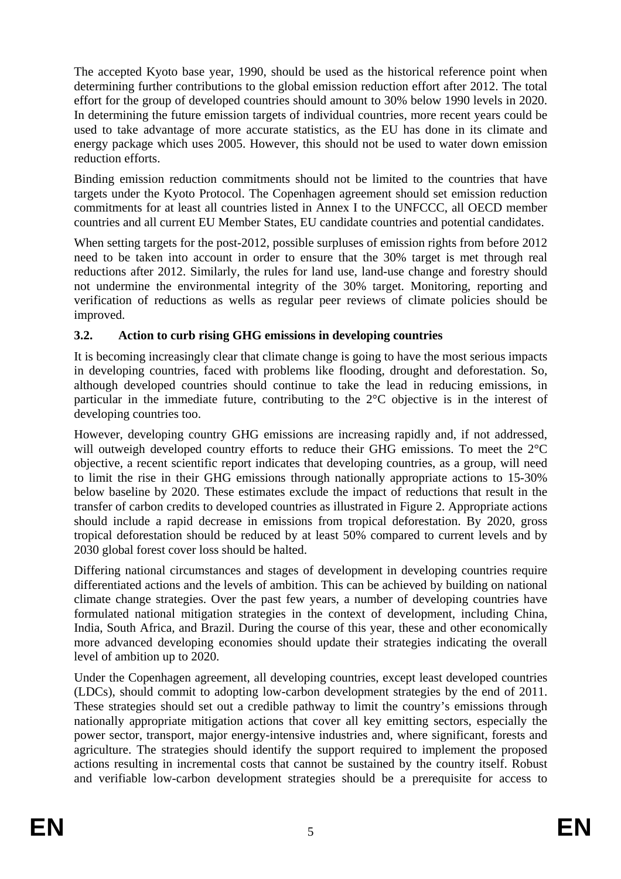The accepted Kyoto base year, 1990, should be used as the historical reference point when determining further contributions to the global emission reduction effort after 2012. The total effort for the group of developed countries should amount to 30% below 1990 levels in 2020. In determining the future emission targets of individual countries, more recent years could be used to take advantage of more accurate statistics, as the EU has done in its climate and energy package which uses 2005. However, this should not be used to water down emission reduction efforts.

Binding emission reduction commitments should not be limited to the countries that have targets under the Kyoto Protocol. The Copenhagen agreement should set emission reduction commitments for at least all countries listed in Annex I to the UNFCCC, all OECD member countries and all current EU Member States, EU candidate countries and potential candidates.

When setting targets for the post-2012, possible surpluses of emission rights from before 2012 need to be taken into account in order to ensure that the 30% target is met through real reductions after 2012. Similarly, the rules for land use, land-use change and forestry should not undermine the environmental integrity of the 30% target. Monitoring, reporting and verification of reductions as wells as regular peer reviews of climate policies should be improved.

### 3.2. Action to curb rising GHG emissions in developing countries

It is becoming increasingly clear that climate change is going to have the most serious impacts in developing countries, faced with problems like flooding, drought and deforestation. So, although developed countries should continue to take the lead in reducing emissions, in particular in the immediate future, contributing to the 2°C objective is in the interest of developing countries too.

However, developing country GHG emissions are increasing rapidly and, if not addressed, will outweigh developed country efforts to reduce their GHG emissions. To meet the 2°C objective, a recent scientific report indicates that developing countries, as a group, will need to limit the rise in their GHG emissions through nationally appropriate actions to 15-30% below baseline by 2020. These estimates exclude the impact of reductions that result in the transfer of carbon credits to developed countries as illustrated in Figure 2. Appropriate actions should include a rapid decrease in emissions from tropical deforestation. By 2020, gross tropical deforestation should be reduced by at least 50% compared to current levels and by 2030 global forest cover loss should be halted.

Differing national circumstances and stages of development in developing countries require differentiated actions and the levels of ambition. This can be achieved by building on national climate change strategies. Over the past few years, a number of developing countries have formulated national mitigation strategies in the context of development, including China, India, South Africa, and Brazil. During the course of this year, these and other economically more advanced developing economies should update their strategies indicating the overall level of ambition up to 2020.

Under the Copenhagen agreement, all developing countries, except least developed countries (LDCs), should commit to adopting low-carbon development strategies by the end of 2011. These strategies should set out a credible pathway to limit the country's emissions through nationally appropriate mitigation actions that cover all key emitting sectors, especially the power sector, transport, major energy-intensive industries and, where significant, forests and agriculture. The strategies should identify the support required to implement the proposed actions resulting in incremental costs that cannot be sustained by the country itself. Robust and verifiable low-carbon development strategies should be a prerequisite for access to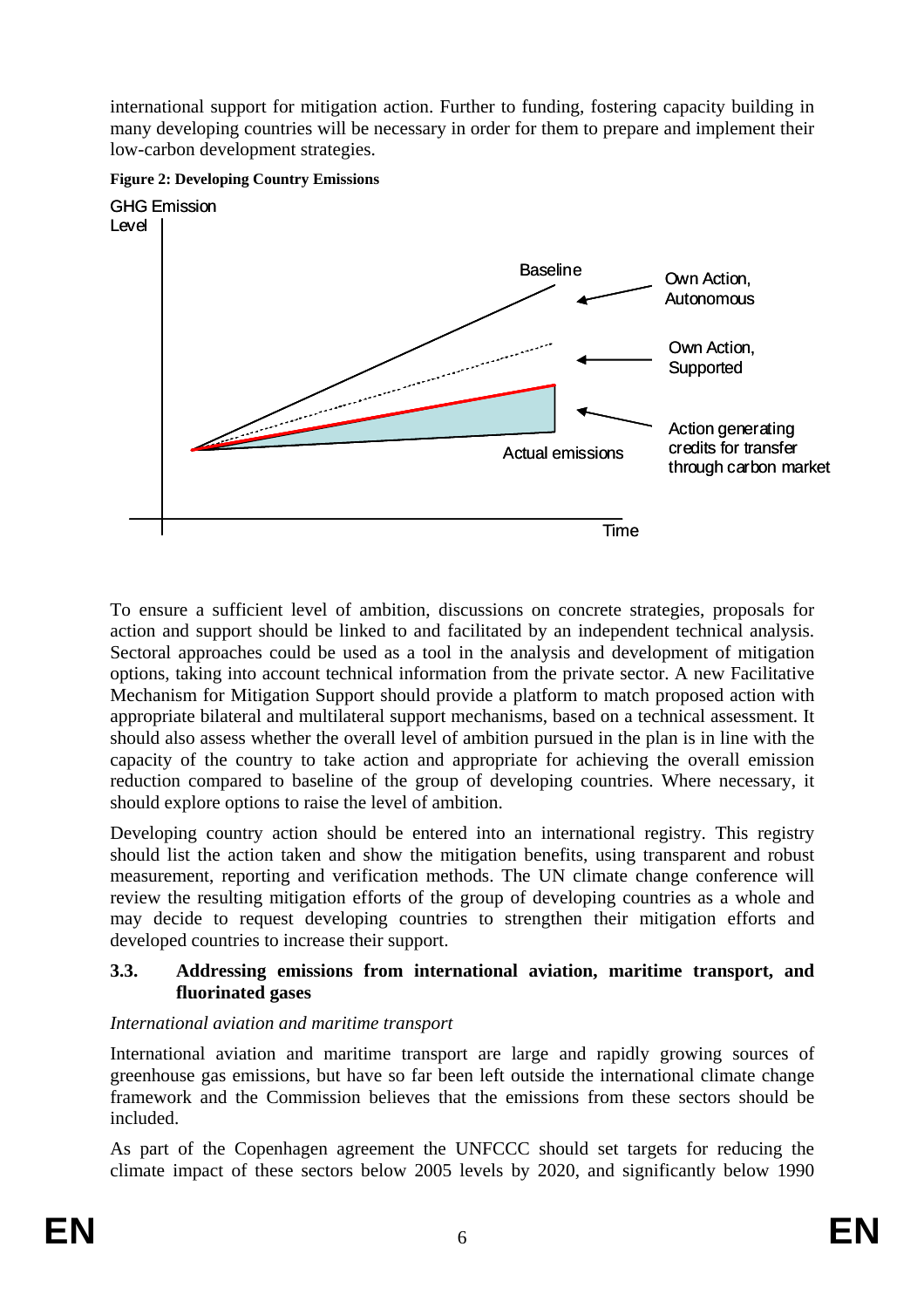international support for mitigation action. Further to funding, fostering capacity building in many developing countries will be necessary in order for them to prepare and implement their low-carbon development strategies.

**Figure 2: Developing Country Emissions**

GHG Emission Level

Baseline

Own Action, Autonomous

Own Action, Supported

Action generating credits for transfer through carbon market

Actual emissions

Time

To ensure a sufficient level of ambition, discussions on concrete strategies, proposals for action and support should be linked to and facilitated by an independent technical analysis. Sectoral approaches could be used as a tool in the analysis and development of mitigation options, taking into account technical information from the private sector. A new Facilitative Mechanism for Mitigation Support should provide a platform to match proposed action with appropriate bilateral and multilateral support mechanisms, based on a technical assessment. It should also assess whether the overall level of ambition pursued in the plan is in line with the capacity of the country to take action and appropriate for achieving the overall emission reduction compared to baseline of the group of developing countries. Where necessary, it should explore options to raise the level of ambition.

Developing country action should be entered into an international registry. This registry should list the action taken and show the mitigation benefits, using transparent and robust measurement, reporting and verification methods. The UN climate change conference will review the resulting mitigation efforts of the group of developing countries as a whole and may decide to request developing countries to strengthen their mitigation efforts and developed countries to increase their support.

### 3.3. Addressing emissions from international aviation, maritime transport, and fluorinated gases

*International aviation and maritime transport*

International aviation and maritime transport are large and rapidly growing sources of greenhouse gas emissions, but have so far been left outside the international climate change framework and the Commission believes that the emissions from these sectors should be included.

As part of the Copenhagen agreement the UNFCCC should set targets for reducing the climate impact of these sectors below 2005 levels by 2020, and significantly below 1990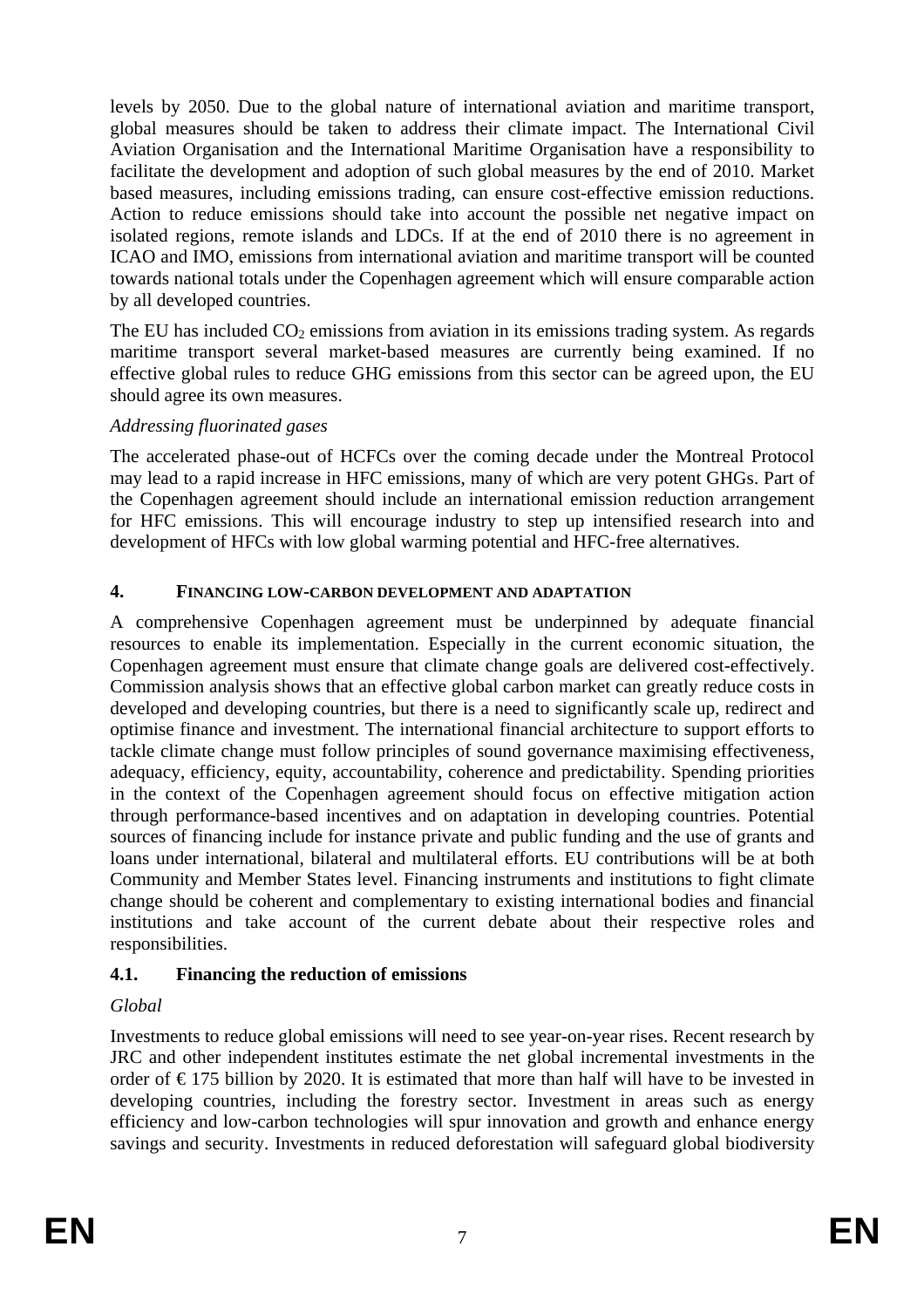levels by 2050. Due to the global nature of international aviation and maritime transport, global measures should be taken to address their climate impact. The International Civil Aviation Organisation and the International Maritime Organisation have a responsibility to facilitate the development and adoption of such global measures by the end of 2010. Market based measures, including emissions trading, can ensure cost-effective emission reductions. Action to reduce emissions should take into account the possible net negative impact on isolated regions, remote islands and LDCs. If at the end of 2010 there is no agreement in ICAO and IMO, emissions from international aviation and maritime transport will be counted towards national totals under the Copenhagen agreement which will ensure comparable action by all developed countries.

The EU has included $CO_2$ emissions from aviation in its emissions trading system. As regards maritime transport several market-based measures are currently being examined. If no effective global rules to reduce GHG emissions from this sector can be agreed upon, the EU should agree its own measures.

*Addressing fluorinated gases*

The accelerated phase-out of HCFCs over the coming decade under the Montreal Protocol may lead to a rapid increase in HFC emissions, many of which are very potent GHGs. Part of the Copenhagen agreement should include an international emission reduction arrangement for HFC emissions. This will encourage industry to step up intensified research into and development of HFCs with low global warming potential and HFC-free alternatives.

## 4. FINANCING LOW-CARBON DEVELOPMENT AND ADAPTATION

A comprehensive Copenhagen agreement must be underpinned by adequate financial resources to enable its implementation. Especially in the current economic situation, the Copenhagen agreement must ensure that climate change goals are delivered cost-effectively. Commission analysis shows that an effective global carbon market can greatly reduce costs in developed and developing countries, but there is a need to significantly scale up, redirect and optimise finance and investment. The international financial architecture to support efforts to tackle climate change must follow principles of sound governance maximising effectiveness, adequacy, efficiency, equity, accountability, coherence and predictability. Spending priorities in the context of the Copenhagen agreement should focus on effective mitigation action through performance-based incentives and on adaptation in developing countries. Potential sources of financing include for instance private and public funding and the use of grants and loans under international, bilateral and multilateral efforts. EU contributions will be at both Community and Member States level. Financing instruments and institutions to fight climate change should be coherent and complementary to existing international bodies and financial institutions and take account of the current debate about their respective roles and responsibilities.

### 4.1. Financing the reduction of emissions

*Global*

Investments to reduce global emissions will need to see year-on-year rises. Recent research by JRC and other independent institutes estimate the net global incremental investments in the order of € 175 billion by 2020. It is estimated that more than half will have to be invested in developing countries, including the forestry sector. Investment in areas such as energy efficiency and low-carbon technologies will spur innovation and growth and enhance energy savings and security. Investments in reduced deforestation will safeguard global biodiversity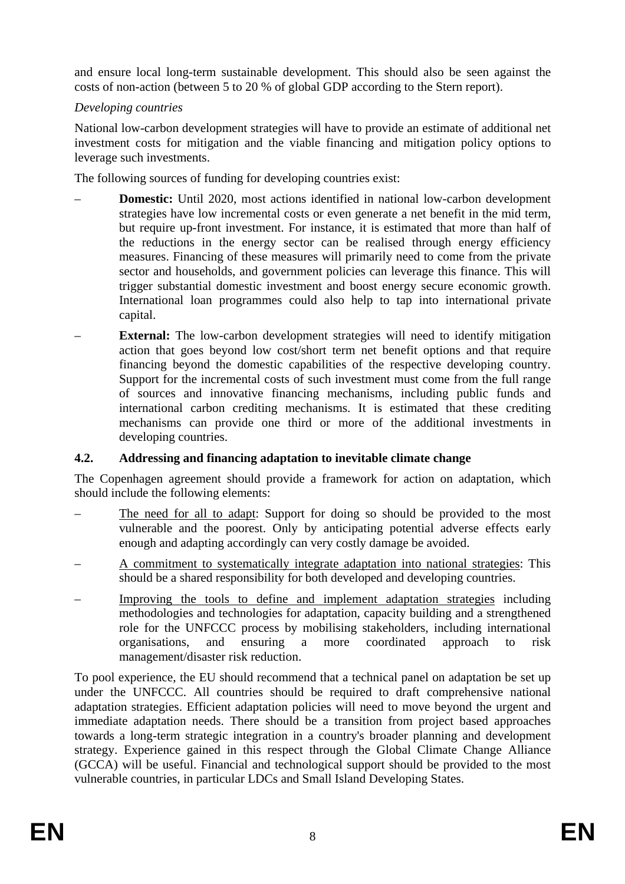and ensure local long-term sustainable development. This should also be seen against the costs of non-action (between 5 to 20 % of global GDP according to the Stern report).

*Developing countries*

National low-carbon development strategies will have to provide an estimate of additional net investment costs for mitigation and the viable financing and mitigation policy options to leverage such investments.

The following sources of funding for developing countries exist:

- **Domestic:** Until 2020, most actions identified in national low-carbon development strategies have low incremental costs or even generate a net benefit in the mid term, but require up-front investment. For instance, it is estimated that more than half of the reductions in the energy sector can be realised through energy efficiency measures. Financing of these measures will primarily need to come from the private sector and households, and government policies can leverage this finance. This will trigger substantial domestic investment and boost energy secure economic growth. International loan programmes could also help to tap into international private capital.
- **External:** The low-carbon development strategies will need to identify mitigation action that goes beyond low cost/short term net benefit options and that require financing beyond the domestic capabilities of the respective developing country. Support for the incremental costs of such investment must come from the full range of sources and innovative financing mechanisms, including public funds and international carbon crediting mechanisms. It is estimated that these crediting mechanisms can provide one third or more of the additional investments in developing countries.

### 4.2. Addressing and financing adaptation to inevitable climate change

The Copenhagen agreement should provide a framework for action on adaptation, which should include the following elements:

- The need for all to adapt: Support for doing so should be provided to the most vulnerable and the poorest. Only by anticipating potential adverse effects early enough and adapting accordingly can very costly damage be avoided.
- A commitment to systematically integrate adaptation into national strategies: This should be a shared responsibility for both developed and developing countries.
- Improving the tools to define and implement adaptation strategies including methodologies and technologies for adaptation, capacity building and a strengthened role for the UNFCCC process by mobilising stakeholders, including international organisations, and ensuring a more coordinated approach to risk management/disaster risk reduction.

To pool experience, the EU should recommend that a technical panel on adaptation be set up under the UNFCCC. All countries should be required to draft comprehensive national adaptation strategies. Efficient adaptation policies will need to move beyond the urgent and immediate adaptation needs. There should be a transition from project based approaches towards a long-term strategic integration in a country's broader planning and development strategy. Experience gained in this respect through the Global Climate Change Alliance (GCCA) will be useful. Financial and technological support should be provided to the most vulnerable countries, in particular LDCs and Small Island Developing States.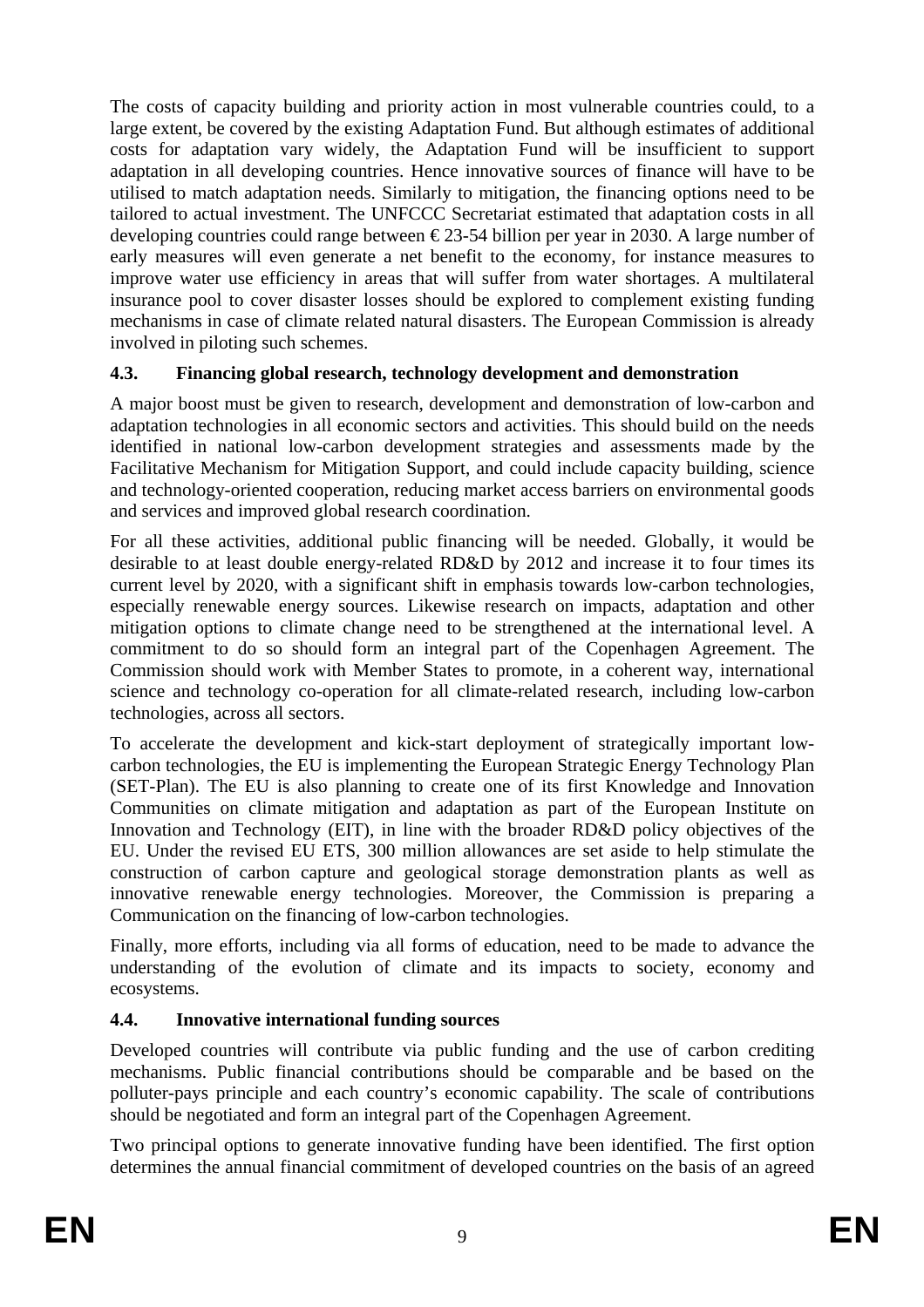The costs of capacity building and priority action in most vulnerable countries could, to a large extent, be covered by the existing Adaptation Fund. But although estimates of additional costs for adaptation vary widely, the Adaptation Fund will be insufficient to support adaptation in all developing countries. Hence innovative sources of finance will have to be utilised to match adaptation needs. Similarly to mitigation, the financing options need to be tailored to actual investment. The UNFCCC Secretariat estimated that adaptation costs in all developing countries could range between € 23-54 billion per year in 2030. A large number of early measures will even generate a net benefit to the economy, for instance measures to improve water use efficiency in areas that will suffer from water shortages. A multilateral insurance pool to cover disaster losses should be explored to complement existing funding mechanisms in case of climate related natural disasters. The European Commission is already involved in piloting such schemes.

### 4.3. Financing global research, technology development and demonstration

A major boost must be given to research, development and demonstration of low-carbon and adaptation technologies in all economic sectors and activities. This should build on the needs identified in national low-carbon development strategies and assessments made by the Facilitative Mechanism for Mitigation Support, and could include capacity building, science and technology-oriented cooperation, reducing market access barriers on environmental goods and services and improved global research coordination.

For all these activities, additional public financing will be needed. Globally, it would be desirable to at least double energy-related RD&D by 2012 and increase it to four times its current level by 2020, with a significant shift in emphasis towards low-carbon technologies, especially renewable energy sources. Likewise research on impacts, adaptation and other mitigation options to climate change need to be strengthened at the international level. A commitment to do so should form an integral part of the Copenhagen Agreement. The Commission should work with Member States to promote, in a coherent way, international science and technology co-operation for all climate-related research, including low-carbon technologies, across all sectors.

To accelerate the development and kick-start deployment of strategically important low-carbon technologies, the EU is implementing the European Strategic Energy Technology Plan (SET-Plan). The EU is also planning to create one of its first Knowledge and Innovation Communities on climate mitigation and adaptation as part of the European Institute on Innovation and Technology (EIT), in line with the broader RD&D policy objectives of the EU. Under the revised EU ETS, 300 million allowances are set aside to help stimulate the construction of carbon capture and geological storage demonstration plants as well as innovative renewable energy technologies. Moreover, the Commission is preparing a Communication on the financing of low-carbon technologies.

Finally, more efforts, including via all forms of education, need to be made to advance the understanding of the evolution of climate and its impacts to society, economy and ecosystems.

### 4.4. Innovative international funding sources

Developed countries will contribute via public funding and the use of carbon crediting mechanisms. Public financial contributions should be comparable and be based on the polluter-pays principle and each country's economic capability. The scale of contributions should be negotiated and form an integral part of the Copenhagen Agreement.

Two principal options to generate innovative funding have been identified. The first option determines the annual financial commitment of developed countries on the basis of an agreed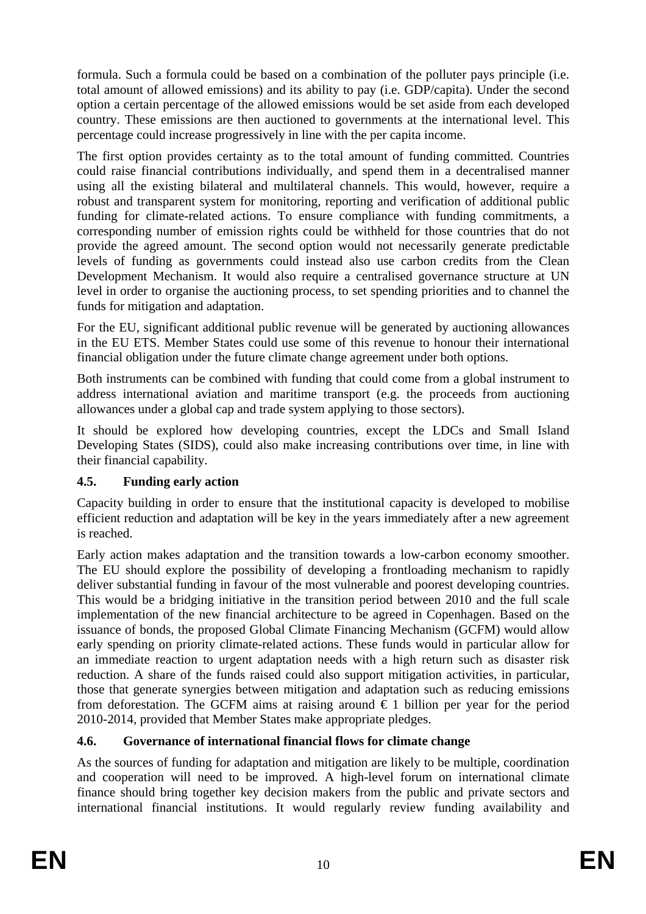formula. Such a formula could be based on a combination of the polluter pays principle (i.e. total amount of allowed emissions) and its ability to pay (i.e. GDP/capita). Under the second option a certain percentage of the allowed emissions would be set aside from each developed country. These emissions are then auctioned to governments at the international level. This percentage could increase progressively in line with the per capita income.

The first option provides certainty as to the total amount of funding committed. Countries could raise financial contributions individually, and spend them in a decentralised manner using all the existing bilateral and multilateral channels. This would, however, require a robust and transparent system for monitoring, reporting and verification of additional public funding for climate-related actions. To ensure compliance with funding commitments, a corresponding number of emission rights could be withheld for those countries that do not provide the agreed amount. The second option would not necessarily generate predictable levels of funding as governments could instead also use carbon credits from the Clean Development Mechanism. It would also require a centralised governance structure at UN level in order to organise the auctioning process, to set spending priorities and to channel the funds for mitigation and adaptation.

For the EU, significant additional public revenue will be generated by auctioning allowances in the EU ETS. Member States could use some of this revenue to honour their international financial obligation under the future climate change agreement under both options.

Both instruments can be combined with funding that could come from a global instrument to address international aviation and maritime transport (e.g. the proceeds from auctioning allowances under a global cap and trade system applying to those sectors).

It should be explored how developing countries, except the LDCs and Small Island Developing States (SIDS), could also make increasing contributions over time, in line with their financial capability.

### 4.5. Funding early action

Capacity building in order to ensure that the institutional capacity is developed to mobilise efficient reduction and adaptation will be key in the years immediately after a new agreement is reached.

Early action makes adaptation and the transition towards a low-carbon economy smoother. The EU should explore the possibility of developing a frontloading mechanism to rapidly deliver substantial funding in favour of the most vulnerable and poorest developing countries. This would be a bridging initiative in the transition period between 2010 and the full scale implementation of the new financial architecture to be agreed in Copenhagen. Based on the issuance of bonds, the proposed Global Climate Financing Mechanism (GCFM) would allow early spending on priority climate-related actions. These funds would in particular allow for an immediate reaction to urgent adaptation needs with a high return such as disaster risk reduction. A share of the funds raised could also support mitigation activities, in particular, those that generate synergies between mitigation and adaptation such as reducing emissions from deforestation. The GCFM aims at raising around € 1 billion per year for the period 2010-2014, provided that Member States make appropriate pledges.

### 4.6. Governance of international financial flows for climate change

As the sources of funding for adaptation and mitigation are likely to be multiple, coordination and cooperation will need to be improved. A high-level forum on international climate finance should bring together key decision makers from the public and private sectors and international financial institutions. It would regularly review funding availability and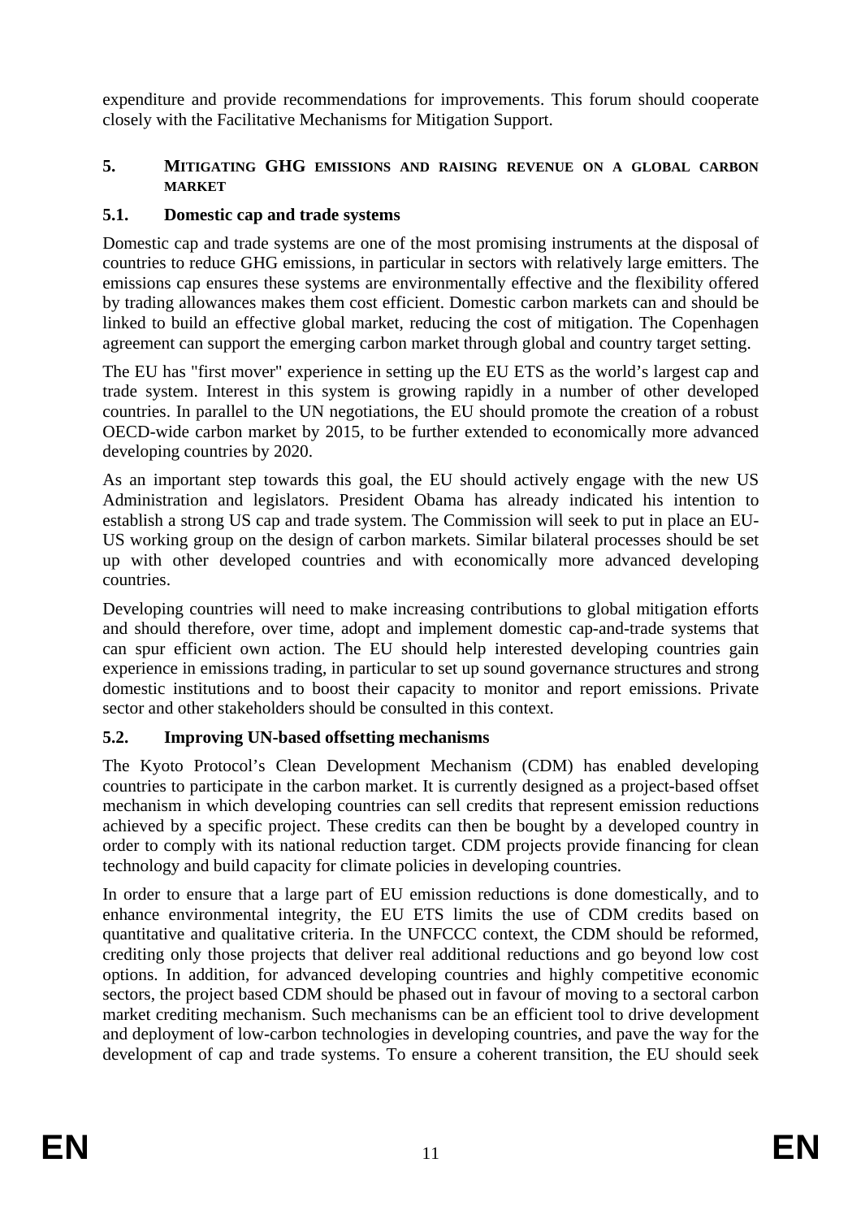expenditure and provide recommendations for improvements. This forum should cooperate closely with the Facilitative Mechanisms for Mitigation Support.

## 5. MITIGATING GHG EMISSIONS AND RAISING REVENUE ON A GLOBAL CARBON MARKET

### 5.1. Domestic cap and trade systems

Domestic cap and trade systems are one of the most promising instruments at the disposal of countries to reduce GHG emissions, in particular in sectors with relatively large emitters. The emissions cap ensures these systems are environmentally effective and the flexibility offered by trading allowances makes them cost efficient. Domestic carbon markets can and should be linked to build an effective global market, reducing the cost of mitigation. The Copenhagen agreement can support the emerging carbon market through global and country target setting.

The EU has "first mover" experience in setting up the EU ETS as the world's largest cap and trade system. Interest in this system is growing rapidly in a number of other developed countries. In parallel to the UN negotiations, the EU should promote the creation of a robust OECD-wide carbon market by 2015, to be further extended to economically more advanced developing countries by 2020.

As an important step towards this goal, the EU should actively engage with the new US Administration and legislators. President Obama has already indicated his intention to establish a strong US cap and trade system. The Commission will seek to put in place an EU-US working group on the design of carbon markets. Similar bilateral processes should be set up with other developed countries and with economically more advanced developing countries.

Developing countries will need to make increasing contributions to global mitigation efforts and should therefore, over time, adopt and implement domestic cap-and-trade systems that can spur efficient own action. The EU should help interested developing countries gain experience in emissions trading, in particular to set up sound governance structures and strong domestic institutions and to boost their capacity to monitor and report emissions. Private sector and other stakeholders should be consulted in this context.

### 5.2. Improving UN-based offsetting mechanisms

The Kyoto Protocol's Clean Development Mechanism (CDM) has enabled developing countries to participate in the carbon market. It is currently designed as a project-based offset mechanism in which developing countries can sell credits that represent emission reductions achieved by a specific project. These credits can then be bought by a developed country in order to comply with its national reduction target. CDM projects provide financing for clean technology and build capacity for climate policies in developing countries.

In order to ensure that a large part of EU emission reductions is done domestically, and to enhance environmental integrity, the EU ETS limits the use of CDM credits based on quantitative and qualitative criteria. In the UNFCCC context, the CDM should be reformed, crediting only those projects that deliver real additional reductions and go beyond low cost options. In addition, for advanced developing countries and highly competitive economic sectors, the project based CDM should be phased out in favour of moving to a sectoral carbon market crediting mechanism. Such mechanisms can be an efficient tool to drive development and deployment of low-carbon technologies in developing countries, and pave the way for the development of cap and trade systems. To ensure a coherent transition, the EU should seek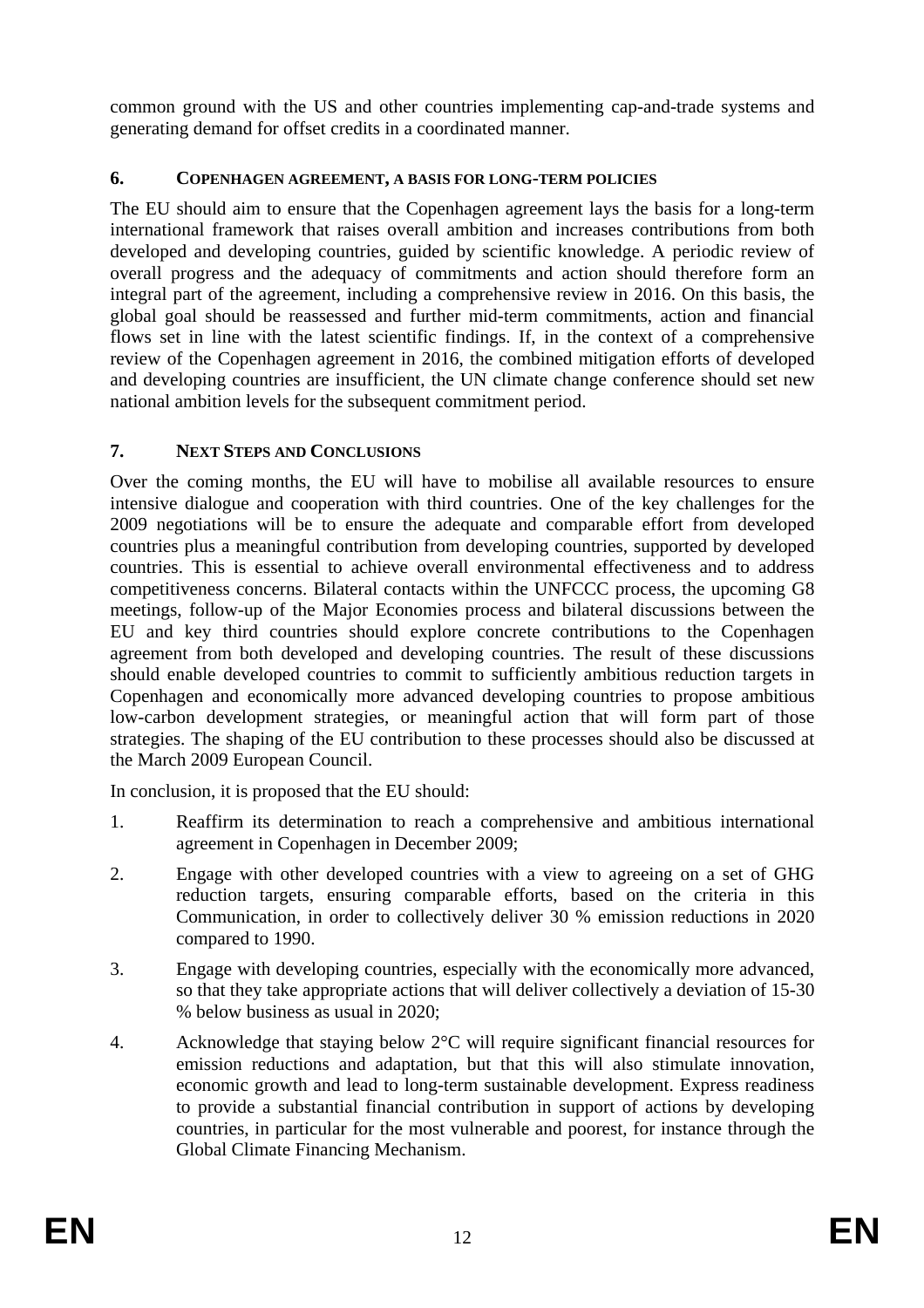common ground with the US and other countries implementing cap-and-trade systems and generating demand for offset credits in a coordinated manner.

## 6. COPENHAGEN AGREEMENT, A BASIS FOR LONG-TERM POLICIES

The EU should aim to ensure that the Copenhagen agreement lays the basis for a long-term international framework that raises overall ambition and increases contributions from both developed and developing countries, guided by scientific knowledge. A periodic review of overall progress and the adequacy of commitments and action should therefore form an integral part of the agreement, including a comprehensive review in 2016. On this basis, the global goal should be reassessed and further mid-term commitments, action and financial flows set in line with the latest scientific findings. If, in the context of a comprehensive review of the Copenhagen agreement in 2016, the combined mitigation efforts of developed and developing countries are insufficient, the UN climate change conference should set new national ambition levels for the subsequent commitment period.

## 7. NEXT STEPS AND CONCLUSIONS

Over the coming months, the EU will have to mobilise all available resources to ensure intensive dialogue and cooperation with third countries. One of the key challenges for the 2009 negotiations will be to ensure the adequate and comparable effort from developed countries plus a meaningful contribution from developing countries, supported by developed countries. This is essential to achieve overall environmental effectiveness and to address competitiveness concerns. Bilateral contacts within the UNFCCC process, the upcoming G8 meetings, follow-up of the Major Economies process and bilateral discussions between the EU and key third countries should explore concrete contributions to the Copenhagen agreement from both developed and developing countries. The result of these discussions should enable developed countries to commit to sufficiently ambitious reduction targets in Copenhagen and economically more advanced developing countries to propose ambitious low-carbon development strategies, or meaningful action that will form part of those strategies. The shaping of the EU contribution to these processes should also be discussed at the March 2009 European Council.

In conclusion, it is proposed that the EU should:

1. Reaffirm its determination to reach a comprehensive and ambitious international agreement in Copenhagen in December 2009;
2. Engage with other developed countries with a view to agreeing on a set of GHG reduction targets, ensuring comparable efforts, based on the criteria in this Communication, in order to collectively deliver 30 % emission reductions in 2020 compared to 1990.
3. Engage with developing countries, especially with the economically more advanced, so that they take appropriate actions that will deliver collectively a deviation of 15-30 % below business as usual in 2020;
4. Acknowledge that staying below 2°C will require significant financial resources for emission reductions and adaptation, but that this will also stimulate innovation, economic growth and lead to long-term sustainable development. Express readiness to provide a substantial financial contribution in support of actions by developing countries, in particular for the most vulnerable and poorest, for instance through the Global Climate Financing Mechanism.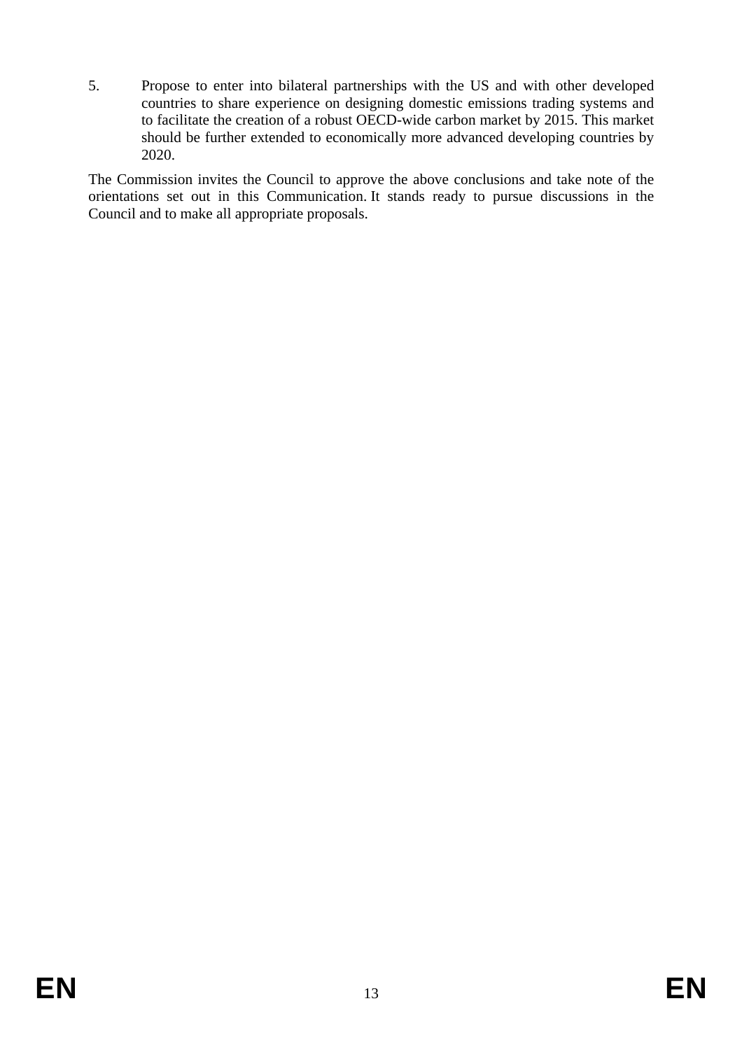5. Propose to enter into bilateral partnerships with the US and with other developed countries to share experience on designing domestic emissions trading systems and to facilitate the creation of a robust OECD-wide carbon market by 2015. This market should be further extended to economically more advanced developing countries by 2020.

The Commission invites the Council to approve the above conclusions and take note of the orientations set out in this Communication. It stands ready to pursue discussions in the Council and to make all appropriate proposals.